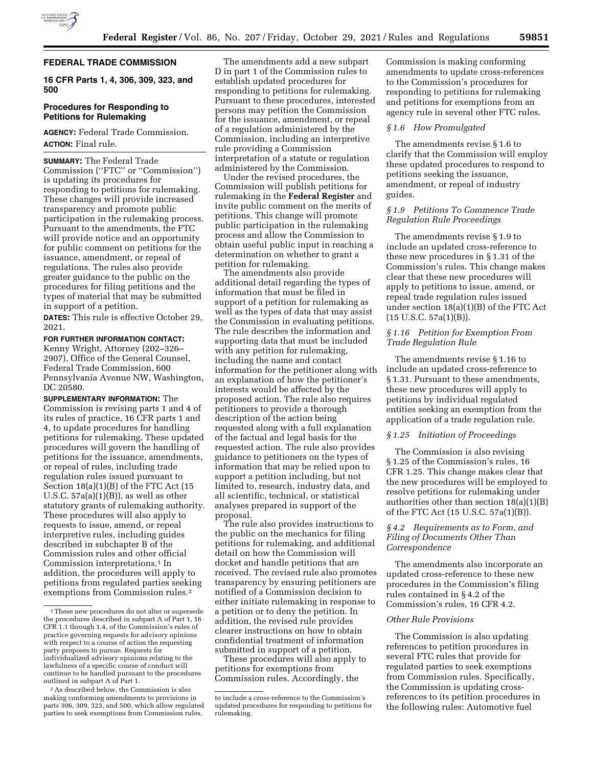## FEDERAL TRADE COMMISSION

### 16 CFR Parts 1, 4, 306, 309, 323, and 500

### Procedures for Responding to Petitions for Rulemaking

**AGENCY:** Federal Trade Commission.

**ACTION:** Final rule.

**SUMMARY:** The Federal Trade Commission (''FTC'' or ''Commission'') is updating its procedures for responding to petitions for rulemaking. These changes will provide increased transparency and promote public participation in the rulemaking process. Pursuant to the amendments, the FTC will provide notice and an opportunity for public comment on petitions for the issuance, amendment, or repeal of regulations. The rules also provide greater guidance to the public on the procedures for filing petitions and the types of material that may be submitted in support of a petition.

**DATES:** This rule is effective October 29, 2021.

**FOR FURTHER INFORMATION CONTACT:** Kenny Wright, Attorney (202–326–2907), Office of the General Counsel, Federal Trade Commission, 600 Pennsylvania Avenue NW, Washington, DC 20580.

**SUPPLEMENTARY INFORMATION:** The Commission is revising parts 1 and 4 of its rules of practice, 16 CFR parts 1 and 4, to update procedures for handling petitions for rulemaking. These updated procedures will govern the handling of petitions for the issuance, amendments, or repeal of rules, including trade regulation rules issued pursuant to Section 18(a)(1)(B) of the FTC Act (15 U.S.C. 57a(a)(1)(B)), as well as other statutory grants of rulemaking authority. These procedures will also apply to requests to issue, amend, or repeal interpretive rules, including guides described in subchapter B of the Commission rules and other official Commission interpretations.[1] In addition, the procedures will apply to petitions from regulated parties seeking exemptions from Commission rules.[2]

The amendments add a new subpart D in part 1 of the Commission rules to establish updated procedures for responding to petitions for rulemaking. Pursuant to these procedures, interested persons may petition the Commission for the issuance, amendment, or repeal of a regulation administered by the Commission, including an interpretive rule providing a Commission interpretation of a statute or regulation administered by the Commission.

Under the revised procedures, the Commission will publish petitions for rulemaking in the **Federal Register** and invite public comment on the merits of petitions. This change will promote public participation in the rulemaking process and allow the Commission to obtain useful public input in reaching a determination on whether to grant a petition for rulemaking.

The amendments also provide additional detail regarding the types of information that must be filed in support of a petition for rulemaking as well as the types of data that may assist the Commission in evaluating petitions. The rule describes the information and supporting data that must be included with any petition for rulemaking, including the name and contact information for the petitioner along with an explanation of how the petitioner's interests would be affected by the proposed action. The rule also requires petitioners to provide a thorough description of the action being requested along with a full explanation of the factual and legal basis for the requested action. The rule also provides guidance to petitioners on the types of information that may be relied upon to support a petition including, but not limited to, research, industry data, and all scientific, technical, or statistical analyses prepared in support of the proposal.

The rule also provides instructions to the public on the mechanics for filing petitions for rulemaking, and additional detail on how the Commission will docket and handle petitions that are received. The revised rule also promotes transparency by ensuring petitioners are notified of a Commission decision to either initiate rulemaking in response to a petition or to deny the petition. In addition, the revised rule provides clearer instructions on how to obtain confidential treatment of information submitted in support of a petition.

These procedures will also apply to petitions for exemptions from Commission rules. Accordingly, the Commission is making conforming amendments to update cross-references to the Commission's procedures for responding to petitions for rulemaking and petitions for exemptions from an agency rule in several other FTC rules.

#### *§ 1.6 How Promulgated*

The amendments revise § 1.6 to clarify that the Commission will employ these updated procedures to respond to petitions seeking the issuance, amendment, or repeal of industry guides.

#### *§ 1.9 Petitions To Commence Trade Regulation Rule Proceedings*

The amendments revise § 1.9 to include an updated cross-reference to these new procedures in § 1.31 of the Commission's rules. This change makes clear that these new procedures will apply to petitions to issue, amend, or repeal trade regulation rules issued under section 18(a)(1)(B) of the FTC Act (15 U.S.C. 57a(1)(B)).

#### *§ 1.16 Petition for Exemption From Trade Regulation Rule*

The amendments revise § 1.16 to include an updated cross-reference to § 1.31. Pursuant to these amendments, these new procedures will apply to petitions by individual regulated entities seeking an exemption from the application of a trade regulation rule.

#### *§ 1.25 Initiation of Proceedings*

The Commission is also revising § 1.25 of the Commission's rules, 16 CFR 1.25. This change makes clear that the new procedures will be employed to resolve petitions for rulemaking under authorities other than section 18(a)(1)(B) of the FTC Act (15 U.S.C. 57a(1)(B)).

#### *§ 4.2 Requirements as to Form, and Filing of Documents Other Than Correspondence*

The amendments also incorporate an updated cross-reference to these new procedures in the Commission's filing rules contained in § 4.2 of the Commission's rules, 16 CFR 4.2.

#### *Other Rule Provisions*

The Commission is also updating references to petition procedures in several FTC rules that provide for regulated parties to seek exemptions from Commission rules. Specifically, the Commission is updating cross-references to its petition procedures in the following rules: Automotive fuel

---

[1] These new procedures do not alter or supersede the procedures described in subpart A of Part 1, 16 CFR 1.1 through 1.4, of the Commission's rules of practice governing requests for advisory opinions with respect to a course of action the requesting party proposes to pursue. Requests for individualized advisory opinions relating to the lawfulness of a specific course of conduct will continue to be handled pursuant to the procedures outlined in subpart A of Part 1.

[2] As described below, the Commission is also making conforming amendments to provisions in parts 306, 309, 323, and 500, which allow regulated parties to seek exemptions from Commission rules, to include a cross-reference to the Commission's updated procedures for responding to petitions for rulemaking.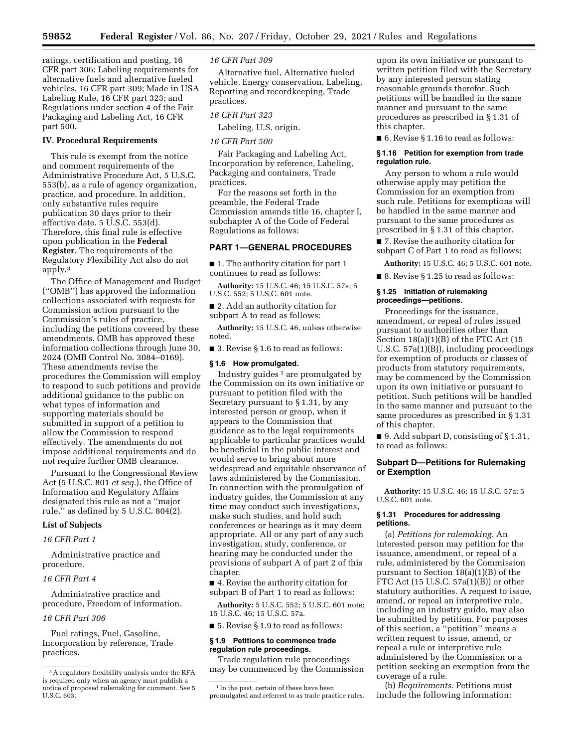ratings, certification and posting, 16 CFR part 306; Labeling requirements for alternative fuels and alternative fueled vehicles, 16 CFR part 309; Made in USA Labeling Rule, 16 CFR part 323; and Regulations under section 4 of the Fair Packaging and Labeling Act, 16 CFR part 500.

## IV. Procedural Requirements

This rule is exempt from the notice and comment requirements of the Administrative Procedure Act, 5 U.S.C. 553(b), as a rule of agency organization, practice, and procedure. In addition, only substantive rules require publication 30 days prior to their effective date. 5 U.S.C. 553(d). Therefore, this final rule is effective upon publication in the **Federal Register**. The requirements of the Regulatory Flexibility Act also do not apply.[3]

The Office of Management and Budget (''OMB'') has approved the information collections associated with requests for Commission action pursuant to the Commission's rules of practice, including the petitions covered by these amendments. OMB has approved these information collections through June 30, 2024 (OMB Control No. 3084–0169). These amendments revise the procedures the Commission will employ to respond to such petitions and provide additional guidance to the public on what types of information and supporting materials should be submitted in support of a petition to allow the Commission to respond effectively. The amendments do not impose additional requirements and do not require further OMB clearance.

Pursuant to the Congressional Review Act (5 U.S.C. 801 *et seq.*), the Office of Information and Regulatory Affairs designated this rule as not a ''major rule,'' as defined by 5 U.S.C. 804(2).

### List of Subjects

*16 CFR Part 1*

Administrative practice and procedure.

*16 CFR Part 4*

Administrative practice and procedure, Freedom of information.

*16 CFR Part 306*

Fuel ratings, Fuel, Gasoline, Incorporation by reference, Trade practices.

*16 CFR Part 309*

Alternative fuel, Alternative fueled vehicle, Energy conservation, Labeling, Reporting and recordkeeping, Trade practices.

*16 CFR Part 323*

Labeling, U.S. origin.

*16 CFR Part 500*

Fair Packaging and Labeling Act, Incorporation by reference, Labeling, Packaging and containers, Trade practices.

For the reasons set forth in the preamble, the Federal Trade Commission amends title 16, chapter I, subchapter A of the Code of Federal Regulations as follows:

## PART 1—GENERAL PROCEDURES

■ 1. The authority citation for part 1 continues to read as follows:

**Authority:** 15 U.S.C. 46; 15 U.S.C. 57a; 5 U.S.C. 552; 5 U.S.C. 601 note.

■ 2. Add an authority citation for subpart A to read as follows:

**Authority:** 15 U.S.C. 46, unless otherwise noted.

■ 3. Revise § 1.6 to read as follows:

**§ 1.6 How promulgated.**

Industry guides[1] are promulgated by the Commission on its own initiative or pursuant to petition filed with the Secretary pursuant to § 1.31, by any interested person or group, when it appears to the Commission that guidance as to the legal requirements applicable to particular practices would be beneficial in the public interest and would serve to bring about more widespread and equitable observance of laws administered by the Commission. In connection with the promulgation of industry guides, the Commission at any time may conduct such investigations, make such studies, and hold such conferences or hearings as it may deem appropriate. All or any part of any such investigation, study, conference, or hearing may be conducted under the provisions of subpart A of part 2 of this chapter.

■ 4. Revise the authority citation for subpart B of Part 1 to read as follows:

**Authority:** 5 U.S.C. 552; 5 U.S.C. 601 note; 15 U.S.C. 46; 15 U.S.C. 57a.

■ 5. Revise § 1.9 to read as follows:

**§ 1.9 Petitions to commence trade regulation rule proceedings.**

Trade regulation rule proceedings may be commenced by the Commission upon its own initiative or pursuant to written petition filed with the Secretary by any interested person stating reasonable grounds therefor. Such petitions will be handled in the same manner and pursuant to the same procedures as prescribed in § 1.31 of this chapter.

■ 6. Revise § 1.16 to read as follows:

**§ 1.16 Petition for exemption from trade regulation rule.**

Any person to whom a rule would otherwise apply may petition the Commission for an exemption from such rule. Petitions for exemptions will be handled in the same manner and pursuant to the same procedures as prescribed in § 1.31 of this chapter.

■ 7. Revise the authority citation for subpart C of Part 1 to read as follows:

**Authority:** 15 U.S.C. 46; 5 U.S.C. 601 note.

■ 8. Revise § 1.25 to read as follows:

**§ 1.25 Initiation of rulemaking proceedings—petitions.**

Proceedings for the issuance, amendment, or repeal of rules issued pursuant to authorities other than Section 18(a)(1)(B) of the FTC Act (15 U.S.C. 57a(1)(B)), including proceedings for exemption of products or classes of products from statutory requirements, may be commenced by the Commission upon its own initiative or pursuant to petition. Such petitions will be handled in the same manner and pursuant to the same procedures as prescribed in § 1.31 of this chapter.

■ 9. Add subpart D, consisting of § 1.31, to read as follows:

### Subpart D—Petitions for Rulemaking or Exemption

**Authority:** 15 U.S.C. 46; 15 U.S.C. 57a; 5 U.S.C. 601 note.

**§ 1.31 Procedures for addressing petitions.**

(a) *Petitions for rulemaking.* An interested person may petition for the issuance, amendment, or repeal of a rule, administered by the Commission pursuant to Section 18(a)(1)(B) of the FTC Act (15 U.S.C. 57a(1)(B)) or other statutory authorities. A request to issue, amend, or repeal an interpretive rule, including an industry guide, may also be submitted by petition. For purposes of this section, a ''petition'' means a written request to issue, amend, or repeal a rule or interpretive rule administered by the Commission or a petition seeking an exemption from the coverage of a rule.

(b) *Requirements.* Petitions must include the following information:

---

[3] A regulatory flexibility analysis under the RFA is required only when an agency must publish a notice of proposed rulemaking for comment. *See* 5 U.S.C. 603.

[1] In the past, certain of these have been promulgated and referred to as trade practice rules.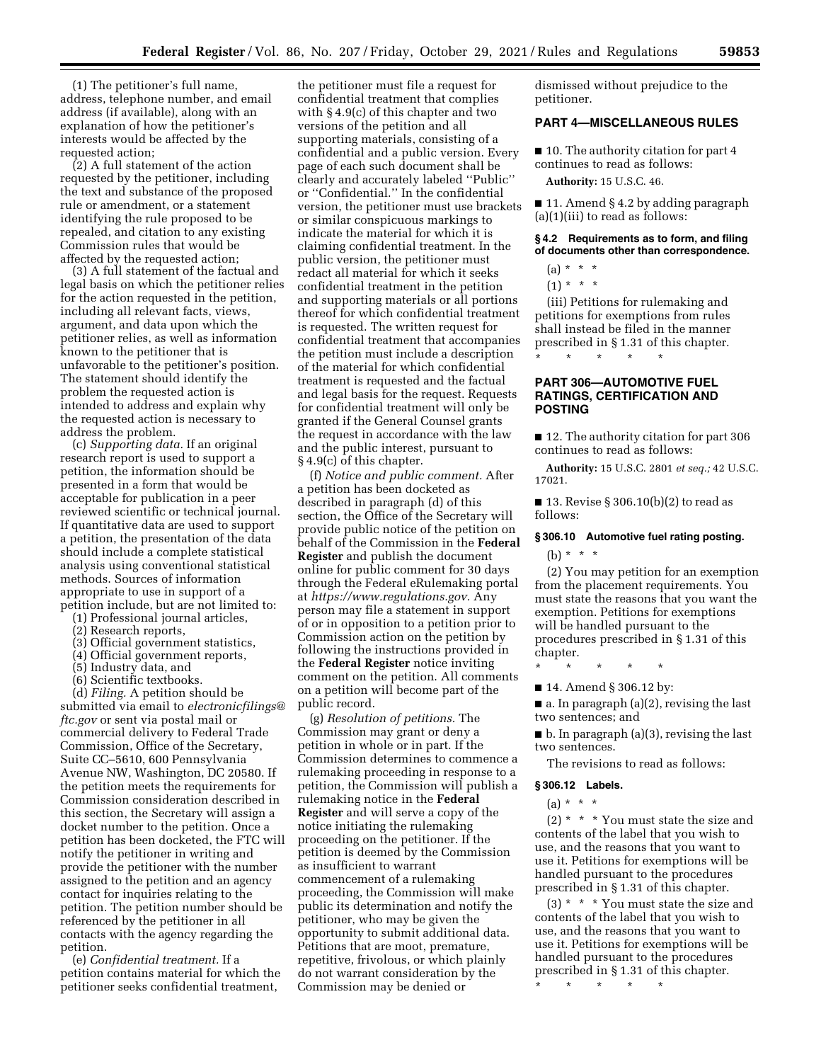(1) The petitioner's full name, address, telephone number, and email address (if available), along with an explanation of how the petitioner's interests would be affected by the requested action;

(2) A full statement of the action requested by the petitioner, including the text and substance of the proposed rule or amendment, or a statement identifying the rule proposed to be repealed, and citation to any existing Commission rules that would be affected by the requested action;

(3) A full statement of the factual and legal basis on which the petitioner relies for the action requested in the petition, including all relevant facts, views, argument, and data upon which the petitioner relies, as well as information known to the petitioner that is unfavorable to the petitioner's position. The statement should identify the problem the requested action is intended to address and explain why the requested action is necessary to address the problem.

(c) *Supporting data.* If an original research report is used to support a petition, the information should be presented in a form that would be acceptable for publication in a peer reviewed scientific or technical journal. If quantitative data are used to support a petition, the presentation of the data should include a complete statistical analysis using conventional statistical methods. Sources of information appropriate to use in support of a petition include, but are not limited to:

(1) Professional journal articles,

(2) Research reports,

(3) Official government statistics,

(4) Official government reports,

(5) Industry data, and

(6) Scientific textbooks.

(d) *Filing.* A petition should be submitted via email to *electronicfilings@ftc.gov* or sent via postal mail or commercial delivery to Federal Trade Commission, Office of the Secretary, Suite CC–5610, 600 Pennsylvania Avenue NW, Washington, DC 20580. If the petition meets the requirements for Commission consideration described in this section, the Secretary will assign a docket number to the petition. Once a petition has been docketed, the FTC will notify the petitioner in writing and provide the petitioner with the number assigned to the petition and an agency contact for inquiries relating to the petition. The petition number should be referenced by the petitioner in all contacts with the agency regarding the petition.

(e) *Confidential treatment.* If a petition contains material for which the petitioner seeks confidential treatment, the petitioner must file a request for confidential treatment that complies with § 4.9(c) of this chapter and two versions of the petition and all supporting materials, consisting of a confidential and a public version. Every page of each such document shall be clearly and accurately labeled "Public" or "Confidential." In the confidential version, the petitioner must use brackets or similar conspicuous markings to indicate the material for which it is claiming confidential treatment. In the public version, the petitioner must redact all material for which it seeks confidential treatment in the petition and supporting materials or all portions thereof for which confidential treatment is requested. The written request for confidential treatment that accompanies the petition must include a description of the material for which confidential treatment is requested and the factual and legal basis for the request. Requests for confidential treatment will only be granted if the General Counsel grants the request in accordance with the law and the public interest, pursuant to § 4.9(c) of this chapter.

(f) *Notice and public comment.* After a petition has been docketed as described in paragraph (d) of this section, the Office of the Secretary will provide public notice of the petition on behalf of the Commission in the **Federal Register** and publish the document online for public comment for 30 days through the Federal eRulemaking portal at *https://www.regulations.gov.* Any person may file a statement in support of or in opposition to a petition prior to Commission action on the petition by following the instructions provided in the **Federal Register** notice inviting comment on the petition. All comments on a petition will become part of the public record.

(g) *Resolution of petitions.* The Commission may grant or deny a petition in whole or in part. If the Commission determines to commence a rulemaking proceeding in response to a petition, the Commission will publish a rulemaking notice in the **Federal Register** and will serve a copy of the notice initiating the rulemaking proceeding on the petitioner. If the petition is deemed by the Commission as insufficient to warrant commencement of a rulemaking proceeding, the Commission will make public its determination and notify the petitioner, who may be given the opportunity to submit additional data. Petitions that are moot, premature, repetitive, frivolous, or which plainly do not warrant consideration by the Commission may be denied or dismissed without prejudice to the petitioner.

## PART 4—MISCELLANEOUS RULES

■ 10. The authority citation for part 4 continues to read as follows:

**Authority:** 15 U.S.C. 46.

■ 11. Amend § 4.2 by adding paragraph (a)(1)(iii) to read as follows:

### § 4.2 Requirements as to form, and filing of documents other than correspondence.

(a) * * *

(1) * * *

(iii) Petitions for rulemaking and petitions for exemptions from rules shall instead be filed in the manner prescribed in § 1.31 of this chapter.

\* \* \* \* \*

## PART 306—AUTOMOTIVE FUEL RATINGS, CERTIFICATION AND POSTING

■ 12. The authority citation for part 306 continues to read as follows:

**Authority:** 15 U.S.C. 2801 *et seq.;* 42 U.S.C. 17021.

■ 13. Revise § 306.10(b)(2) to read as follows:

### § 306.10 Automotive fuel rating posting.

(b) * * *

(2) You may petition for an exemption from the placement requirements. You must state the reasons that you want the exemption. Petitions for exemptions will be handled pursuant to the procedures prescribed in § 1.31 of this chapter.

\* \* \* \* \*

■ 14. Amend § 306.12 by:

■ a. In paragraph (a)(2), revising the last two sentences; and

■ b. In paragraph (a)(3), revising the last two sentences.

The revisions to read as follows:

### § 306.12 Labels.

(a) * * *

(2) * * * You must state the size and contents of the label that you wish to use, and the reasons that you want to use it. Petitions for exemptions will be handled pursuant to the procedures prescribed in § 1.31 of this chapter.

(3) * * * You must state the size and contents of the label that you wish to use, and the reasons that you want to use it. Petitions for exemptions will be handled pursuant to the procedures prescribed in § 1.31 of this chapter.

\* \* \* \* \*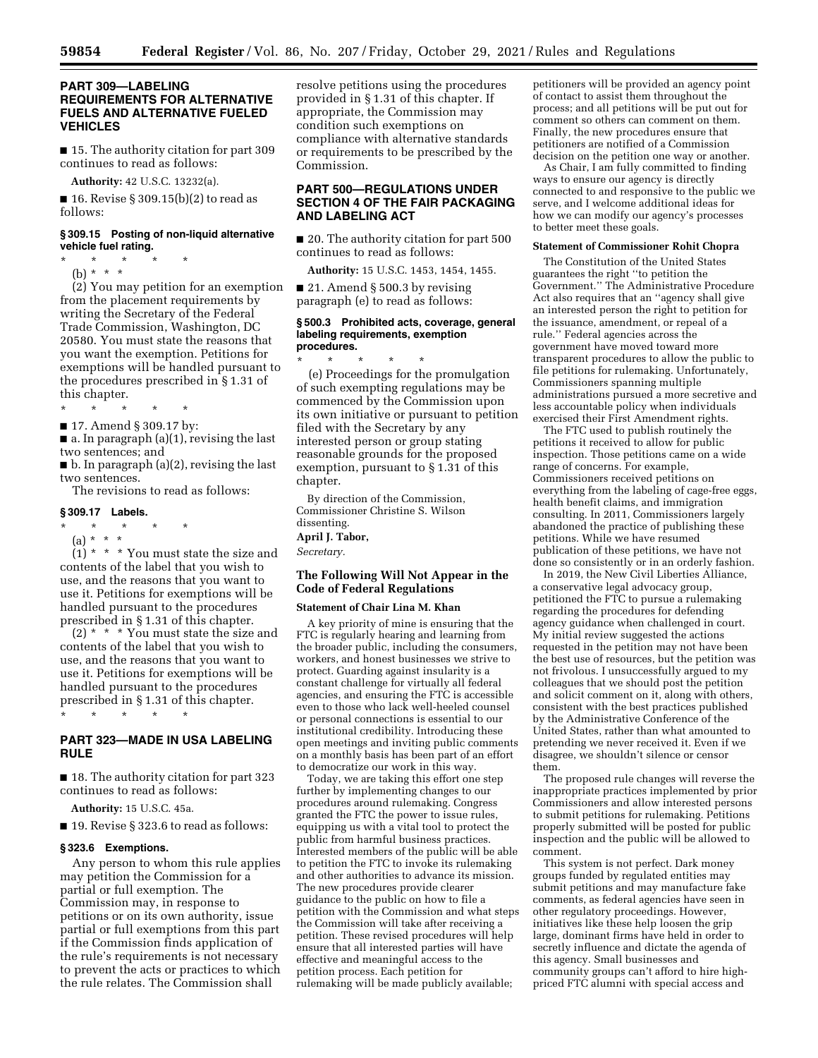## PART 309—LABELING REQUIREMENTS FOR ALTERNATIVE FUELS AND ALTERNATIVE FUELED VEHICLES

■ 15. The authority citation for part 309 continues to read as follows:

**Authority:** 42 U.S.C. 13232(a).

■ 16. Revise § 309.15(b)(2) to read as follows:

### § 309.15 Posting of non-liquid alternative vehicle fuel rating.

\* \* \* \* \*

(b) \* \* \*

(2) You may petition for an exemption from the placement requirements by writing the Secretary of the Federal Trade Commission, Washington, DC 20580. You must state the reasons that you want the exemption. Petitions for exemptions will be handled pursuant to the procedures prescribed in § 1.31 of this chapter.

\* \* \* \* \*

■ 17. Amend § 309.17 by:

■ a. In paragraph (a)(1), revising the last two sentences; and

■ b. In paragraph (a)(2), revising the last two sentences.

The revisions to read as follows:

### § 309.17 Labels.

\* \* \* \* \*

(a) \* \* \*

(1) \* \* \* You must state the size and contents of the label that you wish to use, and the reasons that you want to use it. Petitions for exemptions will be handled pursuant to the procedures prescribed in § 1.31 of this chapter.

(2) \* \* \* You must state the size and contents of the label that you wish to use, and the reasons that you want to use it. Petitions for exemptions will be handled pursuant to the procedures prescribed in § 1.31 of this chapter.

\* \* \* \* \*

## PART 323—MADE IN USA LABELING RULE

■ 18. The authority citation for part 323 continues to read as follows:

**Authority:** 15 U.S.C. 45a.

■ 19. Revise § 323.6 to read as follows:

### § 323.6 Exemptions.

Any person to whom this rule applies may petition the Commission for a partial or full exemption. The Commission may, in response to petitions or on its own authority, issue partial or full exemptions from this part if the Commission finds application of the rule's requirements is not necessary to prevent the acts or practices to which the rule relates. The Commission shall resolve petitions using the procedures provided in § 1.31 of this chapter. If appropriate, the Commission may condition such exemptions on compliance with alternative standards or requirements to be prescribed by the Commission.

## PART 500—REGULATIONS UNDER SECTION 4 OF THE FAIR PACKAGING AND LABELING ACT

■ 20. The authority citation for part 500 continues to read as follows:

**Authority:** 15 U.S.C. 1453, 1454, 1455.

■ 21. Amend § 500.3 by revising paragraph (e) to read as follows:

### § 500.3 Prohibited acts, coverage, general labeling requirements, exemption procedures.

\* \* \* \* \*

(e) Proceedings for the promulgation of such exempting regulations may be commenced by the Commission upon its own initiative or pursuant to petition filed with the Secretary by any interested person or group stating reasonable grounds for the proposed exemption, pursuant to § 1.31 of this chapter.

By direction of the Commission, Commissioner Christine S. Wilson dissenting.

**April J. Tabor,**

*Secretary.*

## The Following Will Not Appear in the Code of Federal Regulations

### Statement of Chair Lina M. Khan

A key priority of mine is ensuring that the FTC is regularly hearing and learning from the broader public, including the consumers, workers, and honest businesses we strive to protect. Guarding against insularity is a constant challenge for virtually all federal agencies, and ensuring the FTC is accessible even to those who lack well-heeled counsel or personal connections is essential to our institutional credibility. Introducing these open meetings and inviting public comments on a monthly basis has been part of an effort to democratize our work in this way.

Today, we are taking this effort one step further by implementing changes to our procedures around rulemaking. Congress granted the FTC the power to issue rules, equipping us with a vital tool to protect the public from harmful business practices. Interested members of the public will be able to petition the FTC to invoke its rulemaking and other authorities to advance its mission. The new procedures provide clearer guidance to the public on how to file a petition with the Commission and what steps the Commission will take after receiving a petition. These revised procedures will help ensure that all interested parties will have effective and meaningful access to the petition process. Each petition for rulemaking will be made publicly available; petitioners will be provided an agency point of contact to assist them throughout the process; and all petitions will be put out for comment so others can comment on them. Finally, the new procedures ensure that petitioners are notified of a Commission decision on the petition one way or another.

As Chair, I am fully committed to finding ways to ensure our agency is directly connected to and responsive to the public we serve, and I welcome additional ideas for how we can modify our agency's processes to better meet these goals.

### Statement of Commissioner Rohit Chopra

The Constitution of the United States guarantees the right "to petition the Government." The Administrative Procedure Act also requires that an "agency shall give an interested person the right to petition for the issuance, amendment, or repeal of a rule." Federal agencies across the government have moved toward more transparent procedures to allow the public to file petitions for rulemaking. Unfortunately, Commissioners spanning multiple administrations pursued a more secretive and less accountable policy when individuals exercised their First Amendment rights.

The FTC used to publish routinely the petitions it received to allow for public inspection. Those petitions came on a wide range of concerns. For example, Commissioners received petitions on everything from the labeling of cage-free eggs, health benefit claims, and immigration consulting. In 2011, Commissioners largely abandoned the practice of publishing these petitions. While we have resumed publication of these petitions, we have not done so consistently or in an orderly fashion.

In 2019, the New Civil Liberties Alliance, a conservative legal advocacy group, petitioned the FTC to pursue a rulemaking regarding the procedures for defending agency guidance when challenged in court. My initial review suggested the actions requested in the petition may not have been the best use of resources, but the petition was not frivolous. I unsuccessfully argued to my colleagues that we should post the petition and solicit comment on it, along with others, consistent with the best practices published by the Administrative Conference of the United States, rather than what amounted to pretending we never received it. Even if we disagree, we shouldn't silence or censor them.

The proposed rule changes will reverse the inappropriate practices implemented by prior Commissioners and allow interested persons to submit petitions for rulemaking. Petitions properly submitted will be posted for public inspection and the public will be allowed to comment.

This system is not perfect. Dark money groups funded by regulated entities may submit petitions and may manufacture fake comments, as federal agencies have seen in other regulatory proceedings. However, initiatives like these help loosen the grip large, dominant firms have held in order to secretly influence and dictate the agenda of this agency. Small businesses and community groups can't afford to hire high-priced FTC alumni with special access and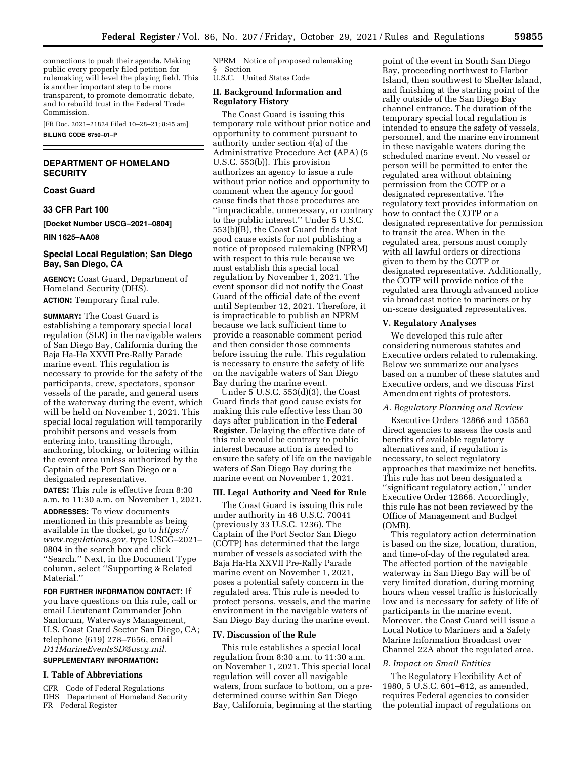connections to push their agenda. Making public every properly filed petition for rulemaking will level the playing field. This is another important step to be more transparent, to promote democratic debate, and to rebuild trust in the Federal Trade Commission.

[FR Doc. 2021–21824 Filed 10–28–21; 8:45 am]

**BILLING CODE 6750–01–P**

## DEPARTMENT OF HOMELAND SECURITY

### Coast Guard

### 33 CFR Part 100

**[Docket Number USCG–2021–0804]**

**RIN 1625–AA08**

## Special Local Regulation; San Diego Bay, San Diego, CA

**AGENCY:** Coast Guard, Department of Homeland Security (DHS).

**ACTION:** Temporary final rule.

**SUMMARY:** The Coast Guard is establishing a temporary special local regulation (SLR) in the navigable waters of San Diego Bay, California during the Baja Ha-Ha XXVII Pre-Rally Parade marine event. This regulation is necessary to provide for the safety of the participants, crew, spectators, sponsor vessels of the parade, and general users of the waterway during the event, which will be held on November 1, 2021. This special local regulation will temporarily prohibit persons and vessels from entering into, transiting through, anchoring, blocking, or loitering within the event area unless authorized by the Captain of the Port San Diego or a designated representative.

**DATES:** This rule is effective from 8:30 a.m. to 11:30 a.m. on November 1, 2021.

**ADDRESSES:** To view documents mentioned in this preamble as being available in the docket, go to *https://www.regulations.gov,* type USCG–2021–0804 in the search box and click "Search." Next, in the Document Type column, select "Supporting & Related Material."

**FOR FURTHER INFORMATION CONTACT:** If you have questions on this rule, call or email Lieutenant Commander John Santorum, Waterways Management, U.S. Coast Guard Sector San Diego, CA; telephone (619) 278–7656, email *D11MarineEventsSD@uscg.mil.*

**SUPPLEMENTARY INFORMATION:**

### I. Table of Abbreviations

CFR Code of Federal Regulations
DHS Department of Homeland Security
FR Federal Register
NPRM Notice of proposed rulemaking
§ Section
U.S.C. United States Code

### II. Background Information and Regulatory History

The Coast Guard is issuing this temporary rule without prior notice and opportunity to comment pursuant to authority under section 4(a) of the Administrative Procedure Act (APA) (5 U.S.C. 553(b)). This provision authorizes an agency to issue a rule without prior notice and opportunity to comment when the agency for good cause finds that those procedures are "impracticable, unnecessary, or contrary to the public interest." Under 5 U.S.C. 553(b)(B), the Coast Guard finds that good cause exists for not publishing a notice of proposed rulemaking (NPRM) with respect to this rule because we must establish this special local regulation by November 1, 2021. The event sponsor did not notify the Coast Guard of the official date of the event until September 12, 2021. Therefore, it is impracticable to publish an NPRM because we lack sufficient time to provide a reasonable comment period and then consider those comments before issuing the rule. This regulation is necessary to ensure the safety of life on the navigable waters of San Diego Bay during the marine event.

Under 5 U.S.C. 553(d)(3), the Coast Guard finds that good cause exists for making this rule effective less than 30 days after publication in the **Federal Register**. Delaying the effective date of this rule would be contrary to public interest because action is needed to ensure the safety of life on the navigable waters of San Diego Bay during the marine event on November 1, 2021.

### III. Legal Authority and Need for Rule

The Coast Guard is issuing this rule under authority in 46 U.S.C. 70041 (previously 33 U.S.C. 1236). The Captain of the Port Sector San Diego (COTP) has determined that the large number of vessels associated with the Baja Ha-Ha XXVII Pre-Rally Parade marine event on November 1, 2021, poses a potential safety concern in the regulated area. This rule is needed to protect persons, vessels, and the marine environment in the navigable waters of San Diego Bay during the marine event.

### IV. Discussion of the Rule

This rule establishes a special local regulation from 8:30 a.m. to 11:30 a.m. on November 1, 2021. This special local regulation will cover all navigable waters, from surface to bottom, on a pre-determined course within San Diego Bay, California, beginning at the starting point of the event in South San Diego Bay, proceeding northwest to Harbor Island, then southwest to Shelter Island, and finishing at the starting point of the rally outside of the San Diego Bay channel entrance. The duration of the temporary special local regulation is intended to ensure the safety of vessels, personnel, and the marine environment in these navigable waters during the scheduled marine event. No vessel or person will be permitted to enter the regulated area without obtaining permission from the COTP or a designated representative. The regulatory text provides information on how to contact the COTP or a designated representative for permission to transit the area. When in the regulated area, persons must comply with all lawful orders or directions given to them by the COTP or designated representative. Additionally, the COTP will provide notice of the regulated area through advanced notice via broadcast notice to mariners or by on-scene designated representatives.

### V. Regulatory Analyses

We developed this rule after considering numerous statutes and Executive orders related to rulemaking. Below we summarize our analyses based on a number of these statutes and Executive orders, and we discuss First Amendment rights of protestors.

#### *A. Regulatory Planning and Review*

Executive Orders 12866 and 13563 direct agencies to assess the costs and benefits of available regulatory alternatives and, if regulation is necessary, to select regulatory approaches that maximize net benefits. This rule has not been designated a "significant regulatory action," under Executive Order 12866. Accordingly, this rule has not been reviewed by the Office of Management and Budget (OMB).

This regulatory action determination is based on the size, location, duration, and time-of-day of the regulated area. The affected portion of the navigable waterway in San Diego Bay will be of very limited duration, during morning hours when vessel traffic is historically low and is necessary for safety of life of participants in the marine event. Moreover, the Coast Guard will issue a Local Notice to Mariners and a Safety Marine Information Broadcast over Channel 22A about the regulated area.

#### *B. Impact on Small Entities*

The Regulatory Flexibility Act of 1980, 5 U.S.C. 601–612, as amended, requires Federal agencies to consider the potential impact of regulations on